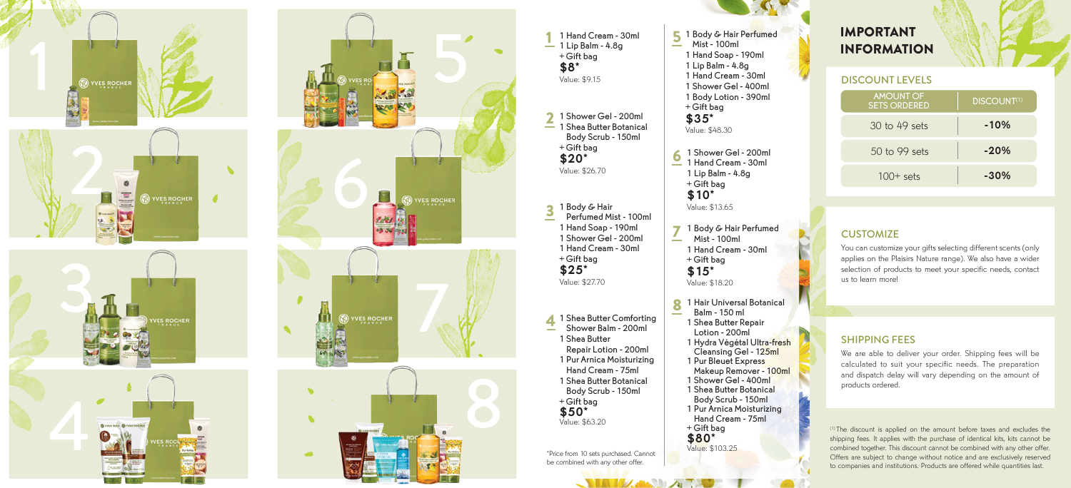**1**
1 Hand Cream - 30ml
1 Lip Balm - 4.8g
+ Gift bag
**$8***
Value: $9.15

**2**
1 Shower Gel - 200ml
1 Shea Butter Botanical Body Scrub - 150ml
+ Gift bag
**$20***
Value: $26.70

**3**
1 Body & Hair Perfumed Mist - 100ml
1 Hand Soap - 190ml
1 Shower Gel - 200ml
1 Hand Cream - 30ml
+ Gift bag
**$25***
Value: $27.70

**4**
1 Shea Butter Comforting Shower Balm - 200ml
1 Shea Butter Repair Lotion - 200ml
1 Pur Arnica Moisturizing Hand Cream - 75ml
1 Shea Butter Botanical Body Scrub - 150ml
+ Gift bag
**$50***
Value: $63.20

*Price from 10 sets purchased. Cannot be combined with any other offer.

**5**
1 Body & Hair Perfumed Mist - 100ml
1 Hand Soap - 190ml
1 Lip Balm - 4.8g
1 Hand Cream - 30ml
1 Shower Gel - 400ml
1 Body Lotion - 390ml
+ Gift bag
**$35***
Value: $48.30

**6**
1 Shower Gel - 200ml
1 Hand Cream - 30ml
1 Lip Balm - 4.8g
+ Gift bag
**$10***
Value: $13.65

**7**
1 Body & Hair Perfumed Mist - 100ml
1 Hand Cream - 30ml
+ Gift bag
**$15***
Value: $18.20

**8**
1 Hair Universal Botanical Balm - 150 ml
1 Shea Butter Repair Lotion - 200ml
1 Hydra Végétal Ultra-fresh Cleansing Gel - 125ml
1 Pur Bleuet Express Makeup Remover - 100ml
1 Shower Gel - 400ml
1 Shea Butter Botanical Body Scrub - 150ml
1 Pur Arnica Moisturizing Hand Cream - 75ml
+ Gift bag
**$80***
Value: $103.25

# IMPORTANT INFORMATION

## DISCOUNT LEVELS

| AMOUNT OF SETS ORDERED | DISCOUNT(1) |
|---|---|
| 30 to 49 sets | -10% |
| 50 to 99 sets | -20% |
| 100+ sets | -30% |

## CUSTOMIZE

You can customize your gifts selecting different scents (only applies on the Plaisirs Nature range). We also have a wider selection of products to meet your specific needs, contact us to learn more!

## SHIPPING FEES

We are able to deliver your order. Shipping fees will be calculated to suit your specific needs. The preparation and dispatch delay will vary depending on the amount of products ordered.

(1) The discount is applied on the amount before taxes and excludes the shipping fees. It applies with the purchase of identical kits, kits cannot be combined together. This discount cannot be combined with any other offer. Offers are subject to change without notice and are exclusively reserved to companies and institutions. Products are offered while quantities last.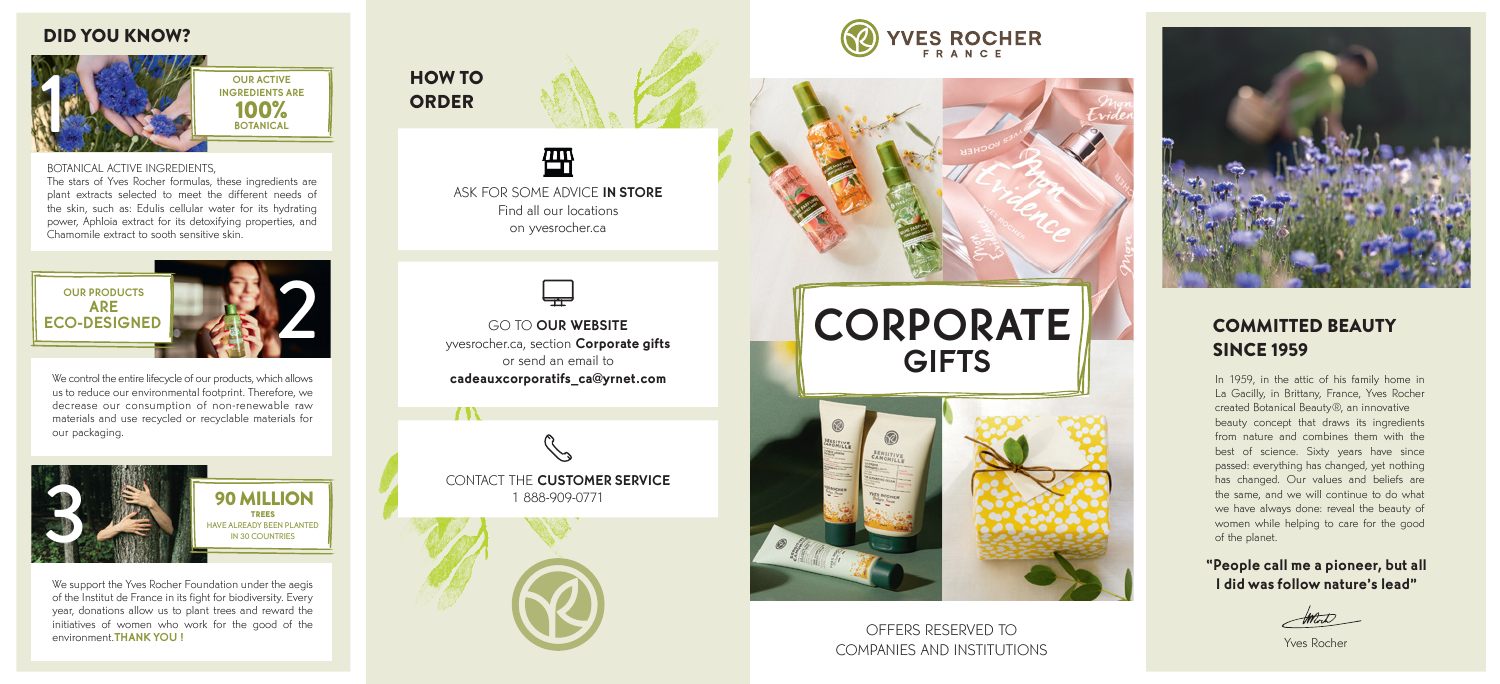## DID YOU KNOW?

1

OUR ACTIVE INGREDIENTS ARE **100%** BOTANICAL

BOTANICAL ACTIVE INGREDIENTS,

The stars of Yves Rocher formulas, these ingredients are plant extracts selected to meet the different needs of the skin, such as: Edulis cellular water for its hydrating power, Aphloia extract for its detoxifying properties, and Chamomile extract to sooth sensitive skin.

OUR PRODUCTS ARE ECO-DESIGNED

2

We control the entire lifecycle of our products, which allows us to reduce our environmental footprint. Therefore, we decrease our consumption of non-renewable raw materials and use recycled or recyclable materials for our packaging.

3

**90 MILLION** TREES HAVE ALREADY BEEN PLANTED IN 30 COUNTRIES

We support the Yves Rocher Foundation under the aegis of the Institut de France in its fight for biodiversity. Every year, donations allow us to plant trees and reward the initiatives of women who work for the good of the environment. **THANK YOU !**

## HOW TO ORDER

ASK FOR SOME ADVICE **IN STORE**
Find all our locations on yvesrocher.ca

GO TO **OUR WEBSITE**
yvesrocher.ca, section **Corporate gifts** or send an email to **cadeauxcorporatifs_ca@yrnet.com**

CONTACT THE **CUSTOMER SERVICE**
1 888-909-0771

YVES ROCHER FRANCE

# CORPORATE GIFTS

OFFERS RESERVED TO COMPANIES AND INSTITUTIONS

## COMMITTED BEAUTY SINCE 1959

In 1959, in the attic of his family home in La Gacilly, in Brittany, France, Yves Rocher created Botanical Beauty®, an innovative beauty concept that draws its ingredients from nature and combines them with the best of science. Sixty years have since passed: everything has changed, yet nothing has changed. Our values and beliefs are the same, and we will continue to do what we have always done: reveal the beauty of women while helping to care for the good of the planet.

**"People call me a pioneer, but all I did was follow nature's lead"**

Yves Rocher